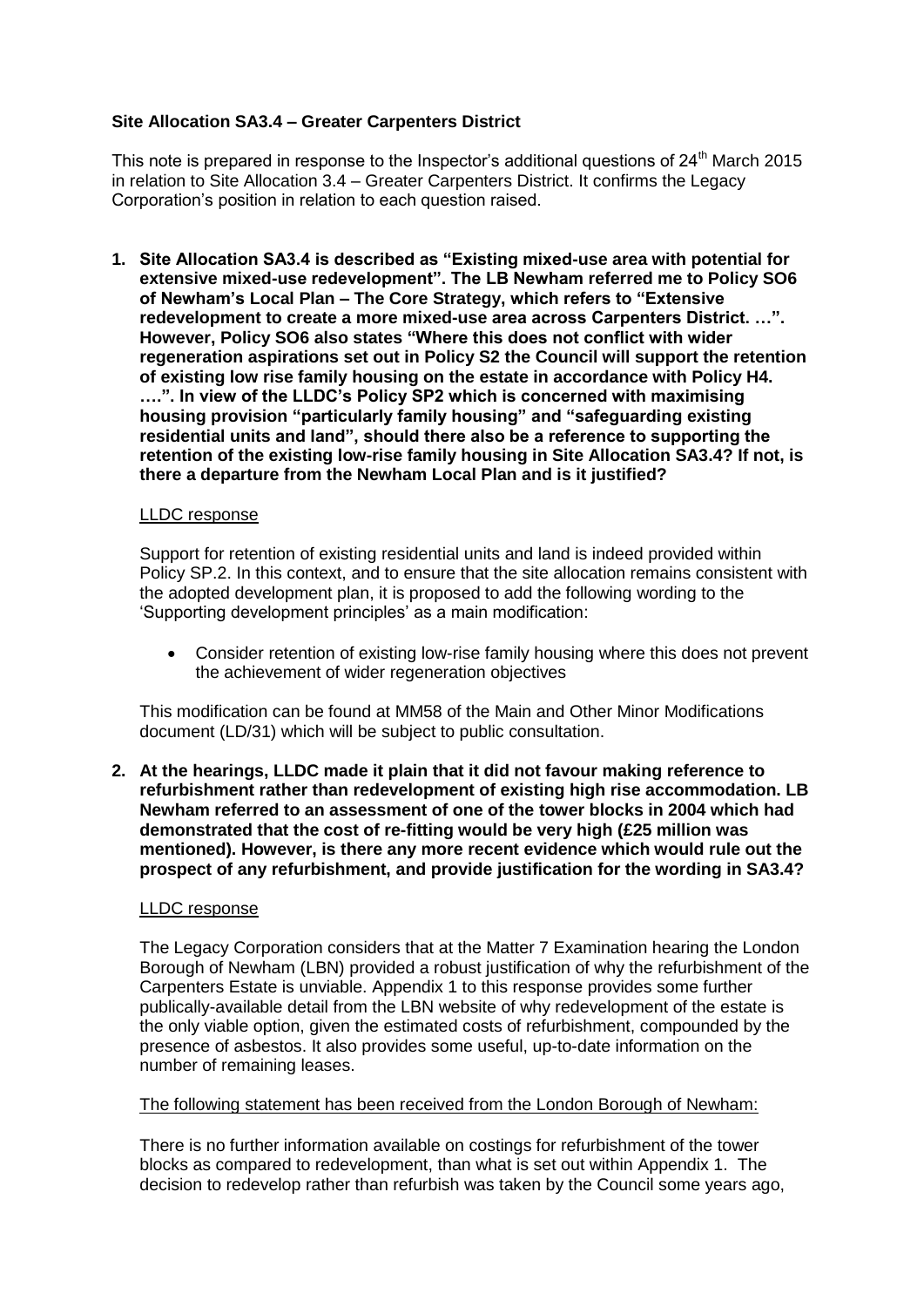**Site Allocation SA3.4 – Greater Carpenters District**

This note is prepared in response to the Inspector's additional questions of 24th March 2015 in relation to Site Allocation 3.4 – Greater Carpenters District. It confirms the Legacy Corporation's position in relation to each question raised.

1. **Site Allocation SA3.4 is described as "Existing mixed-use area with potential for extensive mixed-use redevelopment". The LB Newham referred me to Policy SO6 of Newham's Local Plan – The Core Strategy, which refers to "Extensive redevelopment to create a more mixed-use area across Carpenters District. …". However, Policy SO6 also states "Where this does not conflict with wider regeneration aspirations set out in Policy S2 the Council will support the retention of existing low rise family housing on the estate in accordance with Policy H4. ….". In view of the LLDC's Policy SP2 which is concerned with maximising housing provision "particularly family housing" and "safeguarding existing residential units and land", should there also be a reference to supporting the retention of the existing low-rise family housing in Site Allocation SA3.4? If not, is there a departure from the Newham Local Plan and is it justified?**

   LLDC response

   Support for retention of existing residential units and land is indeed provided within Policy SP.2. In this context, and to ensure that the site allocation remains consistent with the adopted development plan, it is proposed to add the following wording to the 'Supporting development principles' as a main modification:

   - Consider retention of existing low-rise family housing where this does not prevent the achievement of wider regeneration objectives

   This modification can be found at MM58 of the Main and Other Minor Modifications document (LD/31) which will be subject to public consultation.

2. **At the hearings, LLDC made it plain that it did not favour making reference to refurbishment rather than redevelopment of existing high rise accommodation. LB Newham referred to an assessment of one of the tower blocks in 2004 which had demonstrated that the cost of re-fitting would be very high (£25 million was mentioned). However, is there any more recent evidence which would rule out the prospect of any refurbishment, and provide justification for the wording in SA3.4?**

   LLDC response

   The Legacy Corporation considers that at the Matter 7 Examination hearing the London Borough of Newham (LBN) provided a robust justification of why the refurbishment of the Carpenters Estate is unviable. Appendix 1 to this response provides some further publically-available detail from the LBN website of why redevelopment of the estate is the only viable option, given the estimated costs of refurbishment, compounded by the presence of asbestos. It also provides some useful, up-to-date information on the number of remaining leases.

   The following statement has been received from the London Borough of Newham:

   There is no further information available on costings for refurbishment of the tower blocks as compared to redevelopment, than what is set out within Appendix 1. The decision to redevelop rather than refurbish was taken by the Council some years ago,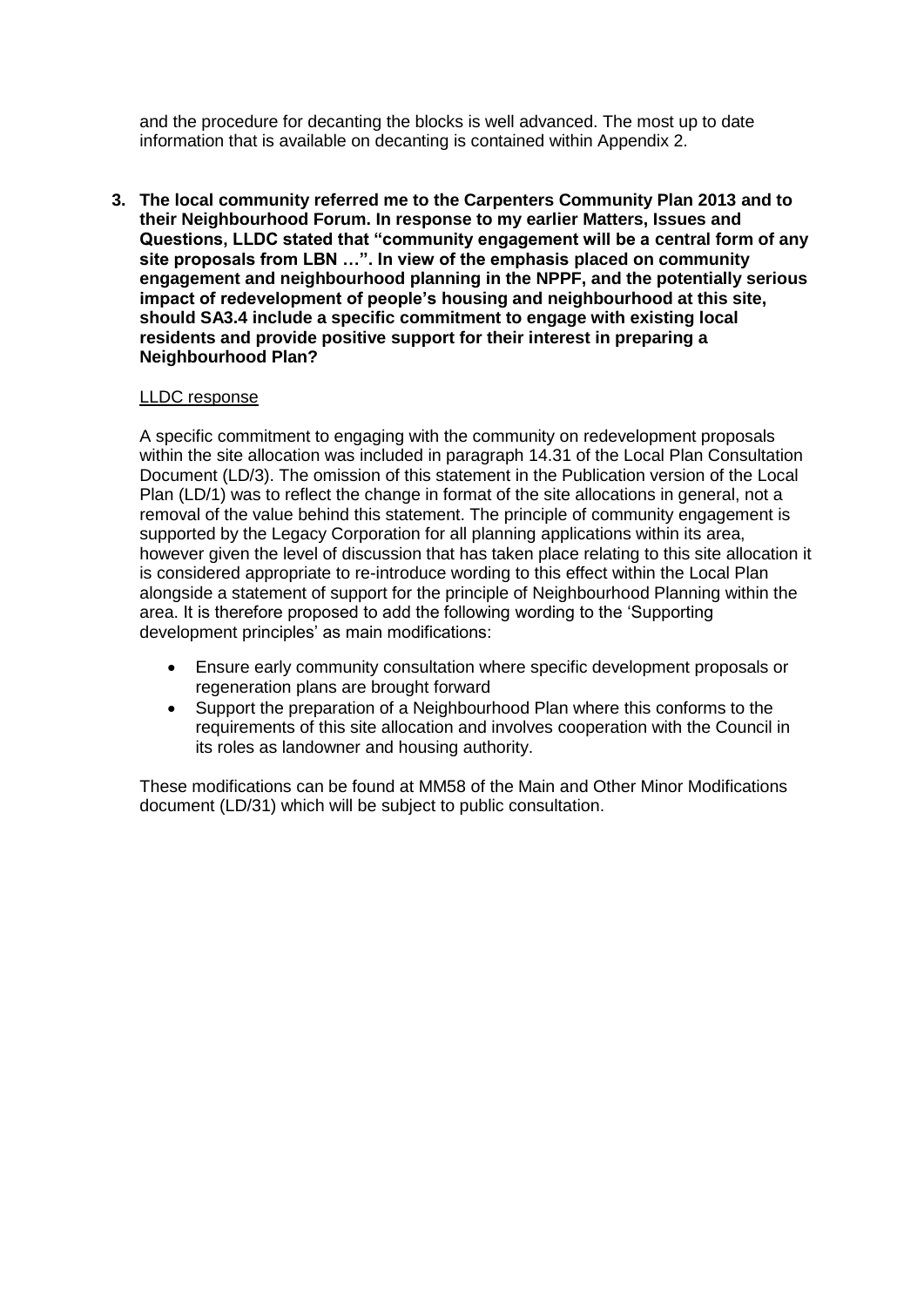and the procedure for decanting the blocks is well advanced. The most up to date information that is available on decanting is contained within Appendix 2.

3. **The local community referred me to the Carpenters Community Plan 2013 and to their Neighbourhood Forum. In response to my earlier Matters, Issues and Questions, LLDC stated that "community engagement will be a central form of any site proposals from LBN …". In view of the emphasis placed on community engagement and neighbourhood planning in the NPPF, and the potentially serious impact of redevelopment of people's housing and neighbourhood at this site, should SA3.4 include a specific commitment to engage with existing local residents and provide positive support for their interest in preparing a Neighbourhood Plan?**

<u>LLDC response</u>

A specific commitment to engaging with the community on redevelopment proposals within the site allocation was included in paragraph 14.31 of the Local Plan Consultation Document (LD/3). The omission of this statement in the Publication version of the Local Plan (LD/1) was to reflect the change in format of the site allocations in general, not a removal of the value behind this statement. The principle of community engagement is supported by the Legacy Corporation for all planning applications within its area, however given the level of discussion that has taken place relating to this site allocation it is considered appropriate to re-introduce wording to this effect within the Local Plan alongside a statement of support for the principle of Neighbourhood Planning within the area. It is therefore proposed to add the following wording to the 'Supporting development principles' as main modifications:

- Ensure early community consultation where specific development proposals or regeneration plans are brought forward
- Support the preparation of a Neighbourhood Plan where this conforms to the requirements of this site allocation and involves cooperation with the Council in its roles as landowner and housing authority.

These modifications can be found at MM58 of the Main and Other Minor Modifications document (LD/31) which will be subject to public consultation.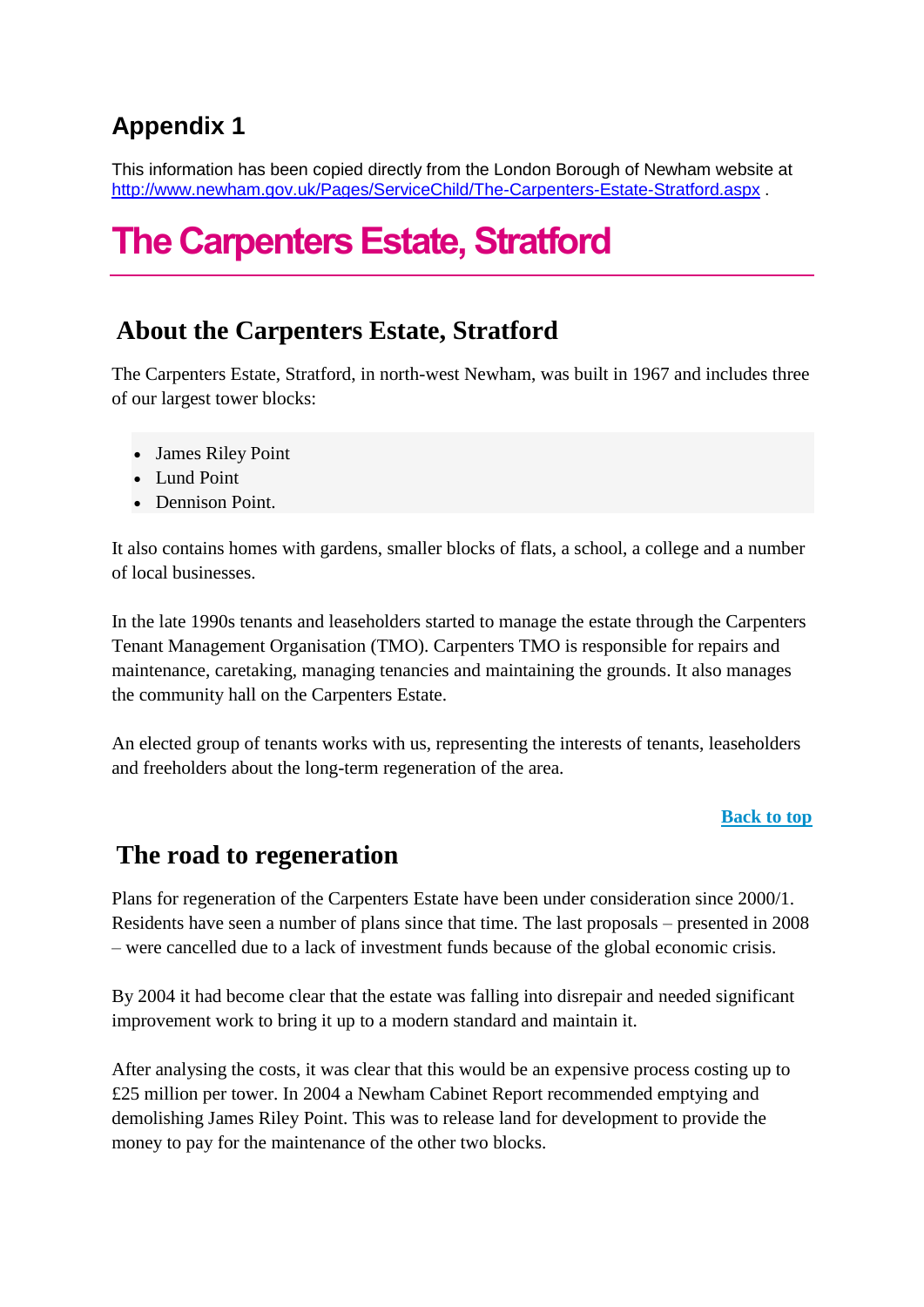## Appendix 1

This information has been copied directly from the London Borough of Newham website at [http://www.newham.gov.uk/Pages/ServiceChild/The-Carpenters-Estate-Stratford.aspx](http://www.newham.gov.uk/Pages/ServiceChild/The-Carpenters-Estate-Stratford.aspx) .

# The Carpenters Estate, Stratford

## About the Carpenters Estate, Stratford

The Carpenters Estate, Stratford, in north-west Newham, was built in 1967 and includes three of our largest tower blocks:

- James Riley Point
- Lund Point
- Dennison Point.

It also contains homes with gardens, smaller blocks of flats, a school, a college and a number of local businesses.

In the late 1990s tenants and leaseholders started to manage the estate through the Carpenters Tenant Management Organisation (TMO). Carpenters TMO is responsible for repairs and maintenance, caretaking, managing tenancies and maintaining the grounds. It also manages the community hall on the Carpenters Estate.

An elected group of tenants works with us, representing the interests of tenants, leaseholders and freeholders about the long-term regeneration of the area.

**Back to top**

## The road to regeneration

Plans for regeneration of the Carpenters Estate have been under consideration since 2000/1. Residents have seen a number of plans since that time. The last proposals – presented in 2008 – were cancelled due to a lack of investment funds because of the global economic crisis.

By 2004 it had become clear that the estate was falling into disrepair and needed significant improvement work to bring it up to a modern standard and maintain it.

After analysing the costs, it was clear that this would be an expensive process costing up to £25 million per tower. In 2004 a Newham Cabinet Report recommended emptying and demolishing James Riley Point. This was to release land for development to provide the money to pay for the maintenance of the other two blocks.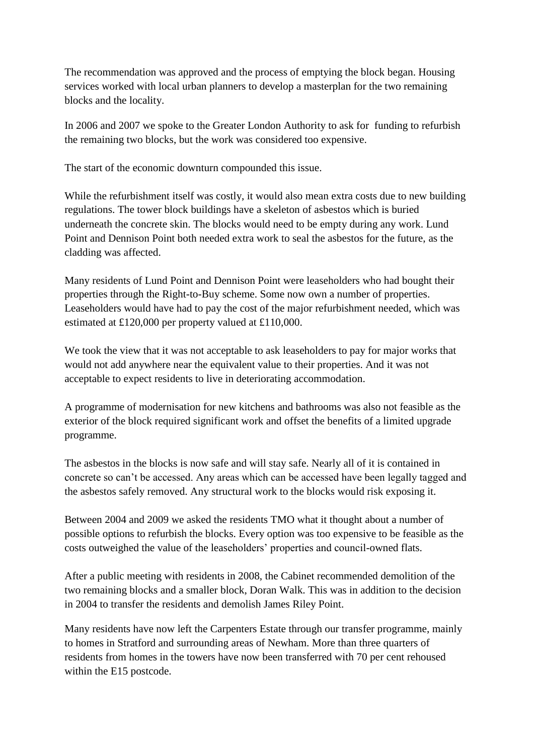The recommendation was approved and the process of emptying the block began. Housing services worked with local urban planners to develop a masterplan for the two remaining blocks and the locality.

In 2006 and 2007 we spoke to the Greater London Authority to ask for funding to refurbish the remaining two blocks, but the work was considered too expensive.

The start of the economic downturn compounded this issue.

While the refurbishment itself was costly, it would also mean extra costs due to new building regulations. The tower block buildings have a skeleton of asbestos which is buried underneath the concrete skin. The blocks would need to be empty during any work. Lund Point and Dennison Point both needed extra work to seal the asbestos for the future, as the cladding was affected.

Many residents of Lund Point and Dennison Point were leaseholders who had bought their properties through the Right-to-Buy scheme. Some now own a number of properties. Leaseholders would have had to pay the cost of the major refurbishment needed, which was estimated at £120,000 per property valued at £110,000.

We took the view that it was not acceptable to ask leaseholders to pay for major works that would not add anywhere near the equivalent value to their properties. And it was not acceptable to expect residents to live in deteriorating accommodation.

A programme of modernisation for new kitchens and bathrooms was also not feasible as the exterior of the block required significant work and offset the benefits of a limited upgrade programme.

The asbestos in the blocks is now safe and will stay safe. Nearly all of it is contained in concrete so can't be accessed. Any areas which can be accessed have been legally tagged and the asbestos safely removed. Any structural work to the blocks would risk exposing it.

Between 2004 and 2009 we asked the residents TMO what it thought about a number of possible options to refurbish the blocks. Every option was too expensive to be feasible as the costs outweighed the value of the leaseholders' properties and council-owned flats.

After a public meeting with residents in 2008, the Cabinet recommended demolition of the two remaining blocks and a smaller block, Doran Walk. This was in addition to the decision in 2004 to transfer the residents and demolish James Riley Point.

Many residents have now left the Carpenters Estate through our transfer programme, mainly to homes in Stratford and surrounding areas of Newham. More than three quarters of residents from homes in the towers have now been transferred with 70 per cent rehoused within the E15 postcode.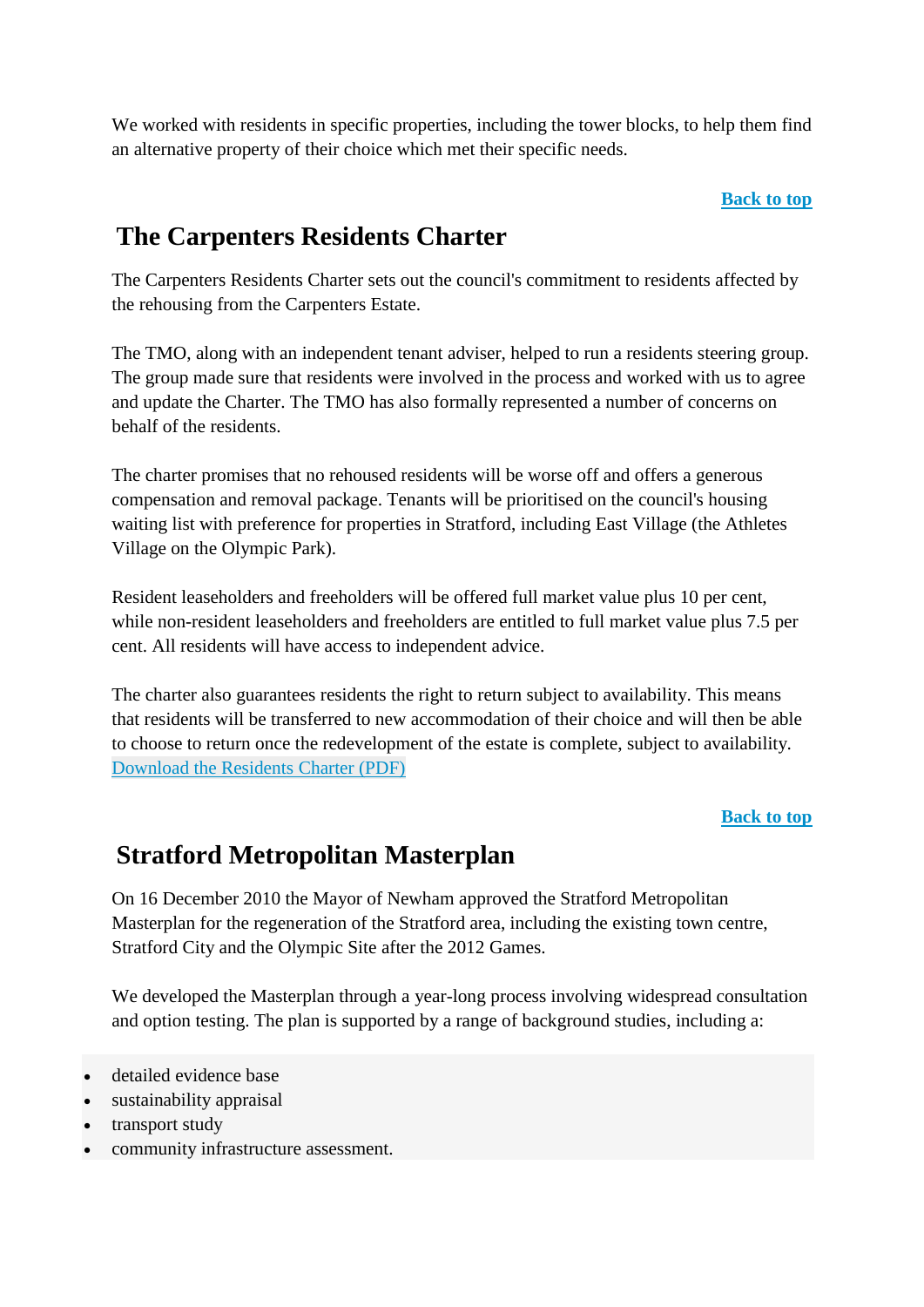We worked with residents in specific properties, including the tower blocks, to help them find an alternative property of their choice which met their specific needs.

Back to top

## The Carpenters Residents Charter

The Carpenters Residents Charter sets out the council's commitment to residents affected by the rehousing from the Carpenters Estate.

The TMO, along with an independent tenant adviser, helped to run a residents steering group. The group made sure that residents were involved in the process and worked with us to agree and update the Charter. The TMO has also formally represented a number of concerns on behalf of the residents.

The charter promises that no rehoused residents will be worse off and offers a generous compensation and removal package. Tenants will be prioritised on the council's housing waiting list with preference for properties in Stratford, including East Village (the Athletes Village on the Olympic Park).

Resident leaseholders and freeholders will be offered full market value plus 10 per cent, while non-resident leaseholders and freeholders are entitled to full market value plus 7.5 per cent. All residents will have access to independent advice.

The charter also guarantees residents the right to return subject to availability. This means that residents will be transferred to new accommodation of their choice and will then be able to choose to return once the redevelopment of the estate is complete, subject to availability.
Download the Residents Charter (PDF)

Back to top

## Stratford Metropolitan Masterplan

On 16 December 2010 the Mayor of Newham approved the Stratford Metropolitan Masterplan for the regeneration of the Stratford area, including the existing town centre, Stratford City and the Olympic Site after the 2012 Games.

We developed the Masterplan through a year-long process involving widespread consultation and option testing. The plan is supported by a range of background studies, including a:

- detailed evidence base
- sustainability appraisal
- transport study
- community infrastructure assessment.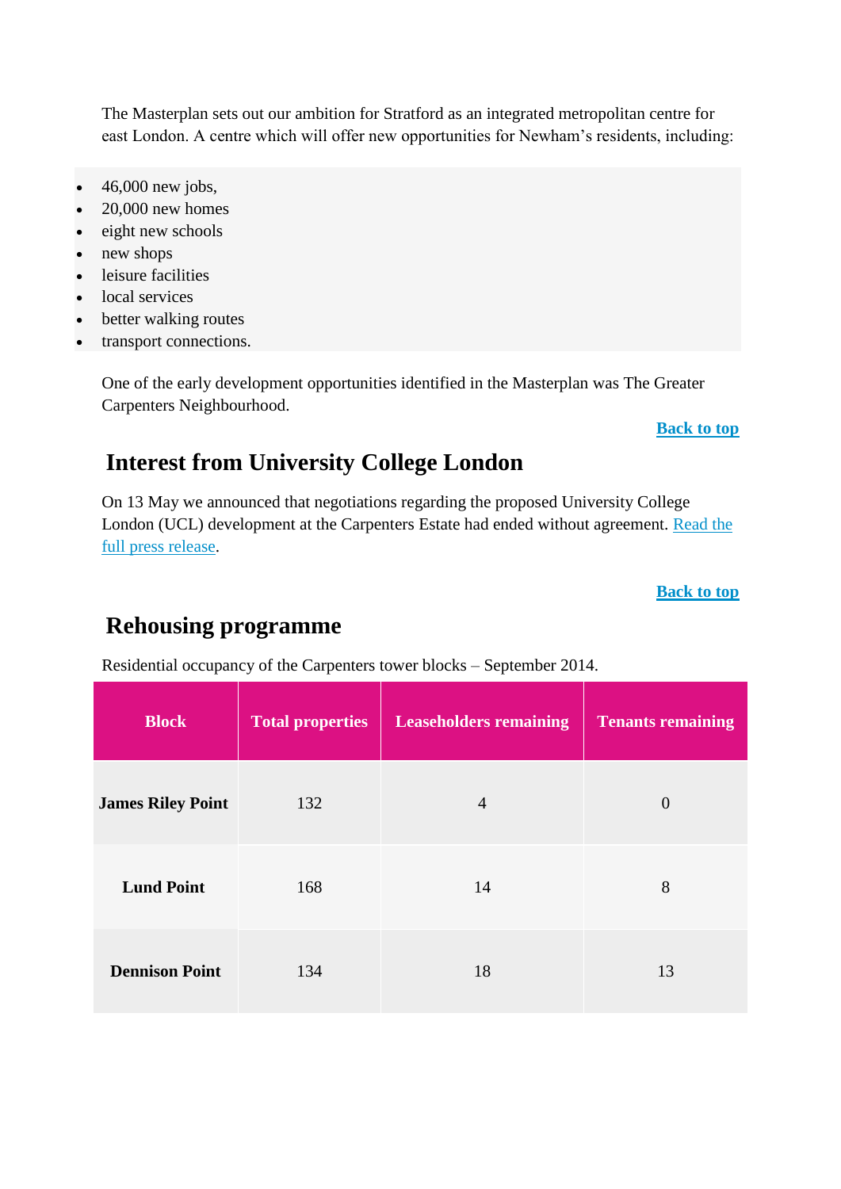The Masterplan sets out our ambition for Stratford as an integrated metropolitan centre for east London. A centre which will offer new opportunities for Newham's residents, including:

- 46,000 new jobs,
- 20,000 new homes
- eight new schools
- new shops
- leisure facilities
- local services
- better walking routes
- transport connections.

One of the early development opportunities identified in the Masterplan was The Greater Carpenters Neighbourhood.

**Back to top**

## Interest from University College London

On 13 May we announced that negotiations regarding the proposed University College London (UCL) development at the Carpenters Estate had ended without agreement. Read the full press release.

**Back to top**

## Rehousing programme

Residential occupancy of the Carpenters tower blocks – September 2014.

| Block | Total properties | Leaseholders remaining | Tenants remaining |
|---|---|---|---|
| **James Riley Point** | 132 | 4 | 0 |
| **Lund Point** | 168 | 14 | 8 |
| **Dennison Point** | 134 | 18 | 13 |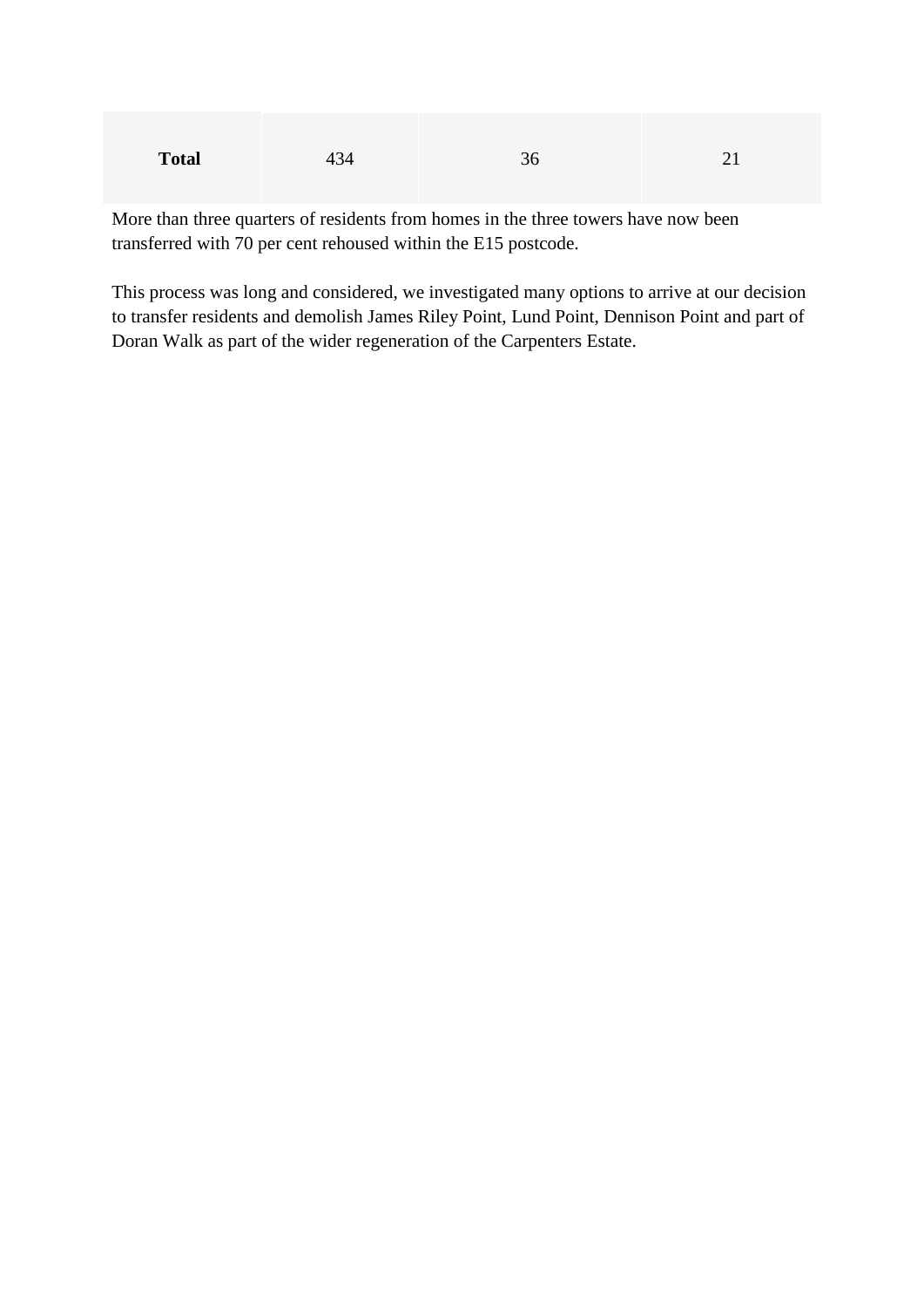| Total | 434 | 36 | 21 |
|---|---|---|---|

More than three quarters of residents from homes in the three towers have now been transferred with 70 per cent rehoused within the E15 postcode.

This process was long and considered, we investigated many options to arrive at our decision to transfer residents and demolish James Riley Point, Lund Point, Dennison Point and part of Doran Walk as part of the wider regeneration of the Carpenters Estate.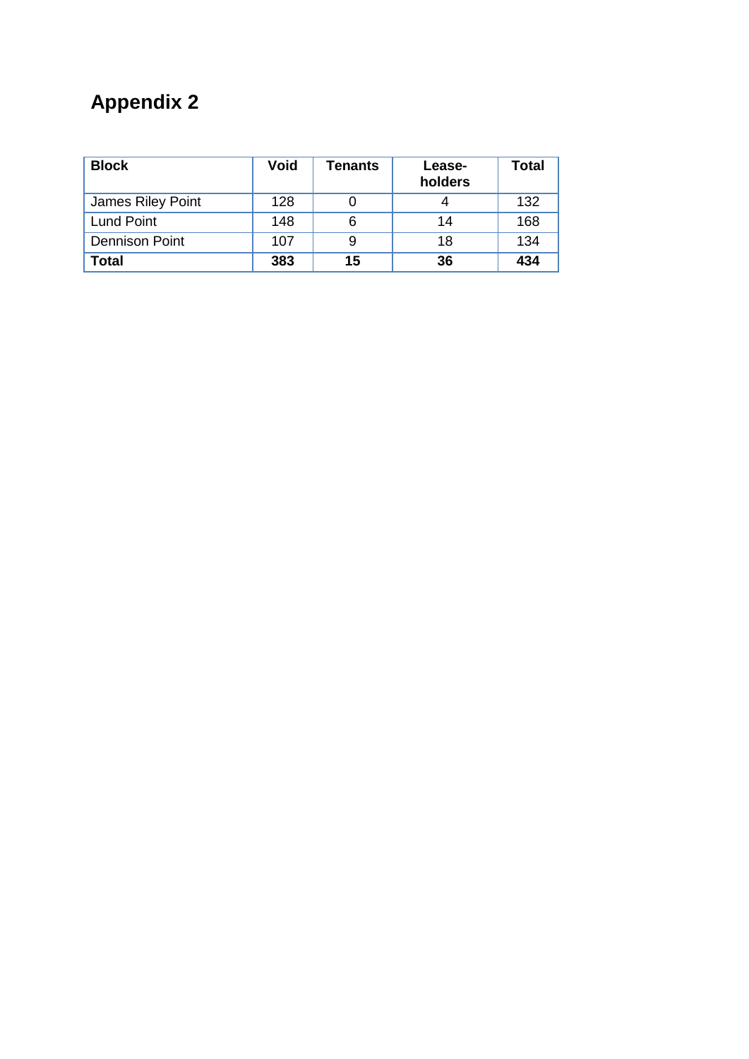# Appendix 2

| Block | Void | Tenants | Lease-holders | Total |
|---|---|---|---|---|
| James Riley Point | 128 | 0 | 4 | 132 |
| Lund Point | 148 | 6 | 14 | 168 |
| Dennison Point | 107 | 9 | 18 | 134 |
| **Total** | **383** | **15** | **36** | **434** |